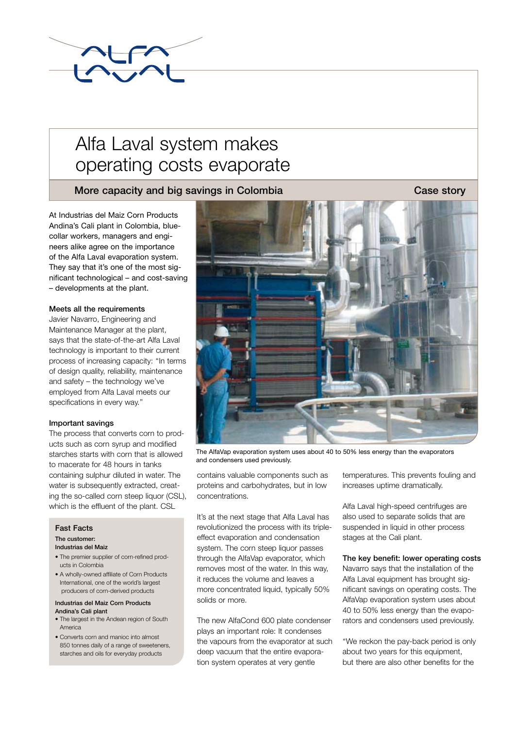# Alfa Laval system makes operating costs evaporate

## More capacity and big savings in Colombia

Case story

At Industrias del Maiz Corn Products Andina's Cali plant in Colombia, blue-collar workers, managers and engineers alike agree on the importance of the Alfa Laval evaporation system. They say that it's one of the most significant technological – and cost-saving – developments at the plant.

### Meets all the requirements

Javier Navarro, Engineering and Maintenance Manager at the plant, says that the state-of-the-art Alfa Laval technology is important to their current process of increasing capacity: "In terms of design quality, reliability, maintenance and safety – the technology we've employed from Alfa Laval meets our specifications in every way."

### Important savings

The process that converts corn to products such as corn syrup and modified starches starts with corn that is allowed to macerate for 48 hours in tanks containing sulphur diluted in water. The water is subsequently extracted, creating the so-called corn steep liquor (CSL), which is the effluent of the plant. CSL contains valuable components such as proteins and carbohydrates, but in low concentrations.

It's at the next stage that Alfa Laval has revolutionized the process with its triple-effect evaporation and condensation system. The corn steep liquor passes through the AlfaVap evaporator, which removes most of the water. In this way, it reduces the volume and leaves a more concentrated liquid, typically 50% solids or more.

The new AlfaCond 600 plate condenser plays an important role: It condenses the vapours from the evaporator at such deep vacuum that the entire evaporation system operates at very gentle temperatures. This prevents fouling and increases uptime dramatically.

Alfa Laval high-speed centrifuges are also used to separate solids that are suspended in liquid in other process stages at the Cali plant.

The AlfaVap evaporation system uses about 40 to 50% less energy than the evaporators and condensers used previously.

### The key benefit: lower operating costs

Navarro says that the installation of the Alfa Laval equipment has brought significant savings on operating costs. The AlfaVap evaporation system uses about 40 to 50% less energy than the evaporators and condensers used previously.

"We reckon the pay-back period is only about two years for this equipment, but there are also other benefits for the

### Fast Facts

**The customer:**
**Industrias del Maiz**

- The premier supplier of corn-refined products in Colombia
- A wholly-owned affiliate of Corn Products International, one of the world's largest producers of corn-derived products

**Industrias del Maiz Corn Products Andina's Cali plant**

- The largest in the Andean region of South America
- Converts corn and manioc into almost 850 tonnes daily of a range of sweeteners, starches and oils for everyday products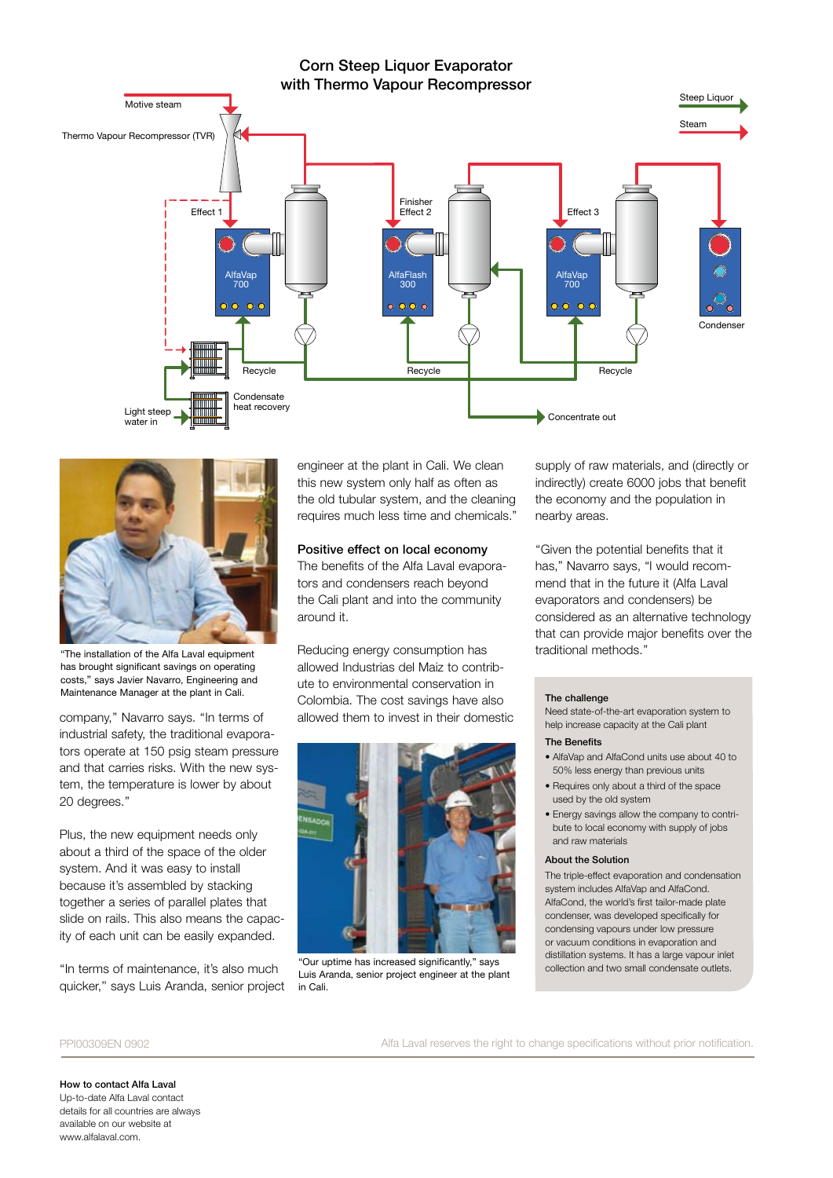## Corn Steep Liquor Evaporator with Thermo Vapour Recompressor

Motive steam

Thermo Vapour Recompressor (TVR)

Effect 1

AlfaVap 700

Finisher Effect 2

AlfaFlash 300

Effect 3

AlfaVap 700

Condenser

Steep Liquor

Steam

Recycle

Recycle

Recycle

Condensate heat recovery

Light steep water in

Concentrate out

"The installation of the Alfa Laval equipment has brought significant savings on operating costs," says Javier Navarro, Engineering and Maintenance Manager at the plant in Cali.

company," Navarro says. "In terms of industrial safety, the traditional evaporators operate at 150 psig steam pressure and that carries risks. With the new system, the temperature is lower by about 20 degrees."

Plus, the new equipment needs only about a third of the space of the older system. And it was easy to install because it's assembled by stacking together a series of parallel plates that slide on rails. This also means the capacity of each unit can be easily expanded.

"In terms of maintenance, it's also much quicker," says Luis Aranda, senior project engineer at the plant in Cali. We clean this new system only half as often as the old tubular system, and the cleaning requires much less time and chemicals."

### Positive effect on local economy

The benefits of the Alfa Laval evaporators and condensers reach beyond the Cali plant and into the community around it.

Reducing energy consumption has allowed Industrias del Maiz to contribute to environmental conservation in Colombia. The cost savings have also allowed them to invest in their domestic supply of raw materials, and (directly or indirectly) create 6000 jobs that benefit the economy and the population in nearby areas.

"Our uptime has increased significantly," says Luis Aranda, senior project engineer at the plant in Cali.

"Given the potential benefits that it has," Navarro says, "I would recommend that in the future it (Alfa Laval evaporators and condensers) be considered as an alternative technology that can provide major benefits over the traditional methods."

**The challenge**

Need state-of-the-art evaporation system to help increase capacity at the Cali plant

**The Benefits**

- AlfaVap and AlfaCond units use about 40 to 50% less energy than previous units
- Requires only about a third of the space used by the old system
- Energy savings allow the company to contribute to local economy with supply of jobs and raw materials

**About the Solution**

The triple-effect evaporation and condensation system includes AlfaVap and AlfaCond. AlfaCond, the world's first tailor-made plate condenser, was developed specifically for condensing vapours under low pressure or vacuum conditions in evaporation and distillation systems. It has a large vapour inlet collection and two small condensate outlets.

PPI00309EN 0902

Alfa Laval reserves the right to change specifications without prior notification.

**How to contact Alfa Laval**

Up-to-date Alfa Laval contact details for all countries are always available on our website at www.alfalaval.com.